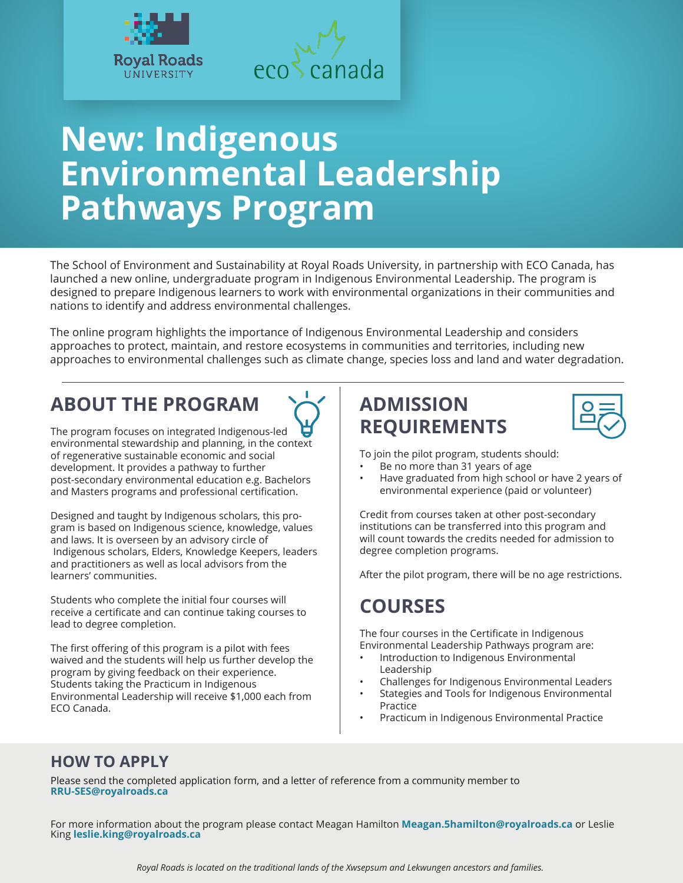Royal Roads UNIVERSITY

eco canada

# New: Indigenous Environmental Leadership Pathways Program

The School of Environment and Sustainability at Royal Roads University, in partnership with ECO Canada, has launched a new online, undergraduate program in Indigenous Environmental Leadership. The program is designed to prepare Indigenous learners to work with environmental organizations in their communities and nations to identify and address environmental challenges.

The online program highlights the importance of Indigenous Environmental Leadership and considers approaches to protect, maintain, and restore ecosystems in communities and territories, including new approaches to environmental challenges such as climate change, species loss and land and water degradation.

## ABOUT THE PROGRAM

The program focuses on integrated Indigenous-led environmental stewardship and planning, in the context of regenerative sustainable economic and social development. It provides a pathway to further post-secondary environmental education e.g. Bachelors and Masters programs and professional certification.

Designed and taught by Indigenous scholars, this program is based on Indigenous science, knowledge, values and laws. It is overseen by an advisory circle of Indigenous scholars, Elders, Knowledge Keepers, leaders and practitioners as well as local advisors from the learners' communities.

Students who complete the initial four courses will receive a certificate and can continue taking courses to lead to degree completion.

The first offering of this program is a pilot with fees waived and the students will help us further develop the program by giving feedback on their experience. Students taking the Practicum in Indigenous Environmental Leadership will receive $1,000 each from ECO Canada.

## ADMISSION REQUIREMENTS

To join the pilot program, students should:

- Be no more than 31 years of age
- Have graduated from high school or have 2 years of environmental experience (paid or volunteer)

Credit from courses taken at other post-secondary institutions can be transferred into this program and will count towards the credits needed for admission to degree completion programs.

After the pilot program, there will be no age restrictions.

## COURSES

The four courses in the Certificate in Indigenous Environmental Leadership Pathways program are:

- Introduction to Indigenous Environmental Leadership
- Challenges for Indigenous Environmental Leaders
- Stategies and Tools for Indigenous Environmental Practice
- Practicum in Indigenous Environmental Practice

## HOW TO APPLY

Please send the completed application form, and a letter of reference from a community member to **RRU-SES@royalroads.ca**

For more information about the program please contact Meagan Hamilton **Meagan.5hamilton@royalroads.ca** or Leslie King **leslie.king@royalroads.ca**

*Royal Roads is located on the traditional lands of the Xwsepsum and Lekwungen ancestors and families.*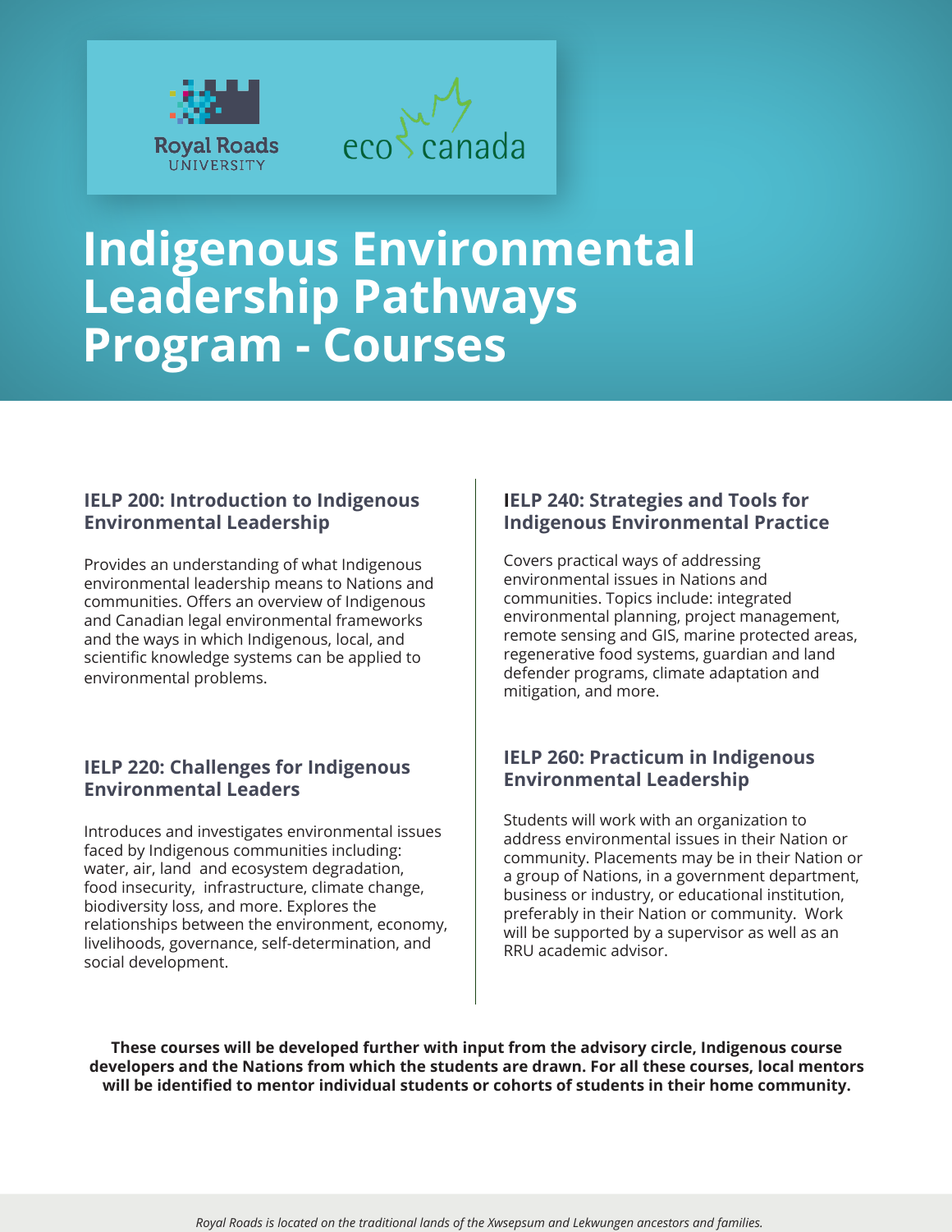Royal Roads UNIVERSITY

eco canada

# Indigenous Environmental Leadership Pathways Program - Courses

### IELP 200: Introduction to Indigenous Environmental Leadership

Provides an understanding of what Indigenous environmental leadership means to Nations and communities. Offers an overview of Indigenous and Canadian legal environmental frameworks and the ways in which Indigenous, local, and scientific knowledge systems can be applied to environmental problems.

### IELP 220: Challenges for Indigenous Environmental Leaders

Introduces and investigates environmental issues faced by Indigenous communities including: water, air, land and ecosystem degradation, food insecurity, infrastructure, climate change, biodiversity loss, and more. Explores the relationships between the environment, economy, livelihoods, governance, self-determination, and social development.

### IELP 240: Strategies and Tools for Indigenous Environmental Practice

Covers practical ways of addressing environmental issues in Nations and communities. Topics include: integrated environmental planning, project management, remote sensing and GIS, marine protected areas, regenerative food systems, guardian and land defender programs, climate adaptation and mitigation, and more.

### IELP 260: Practicum in Indigenous Environmental Leadership

Students will work with an organization to address environmental issues in their Nation or community. Placements may be in their Nation or a group of Nations, in a government department, business or industry, or educational institution, preferably in their Nation or community. Work will be supported by a supervisor as well as an RRU academic advisor.

**These courses will be developed further with input from the advisory circle, Indigenous course developers and the Nations from which the students are drawn. For all these courses, local mentors will be identified to mentor individual students or cohorts of students in their home community.**

*Royal Roads is located on the traditional lands of the Xwsepsum and Lekwungen ancestors and families.*